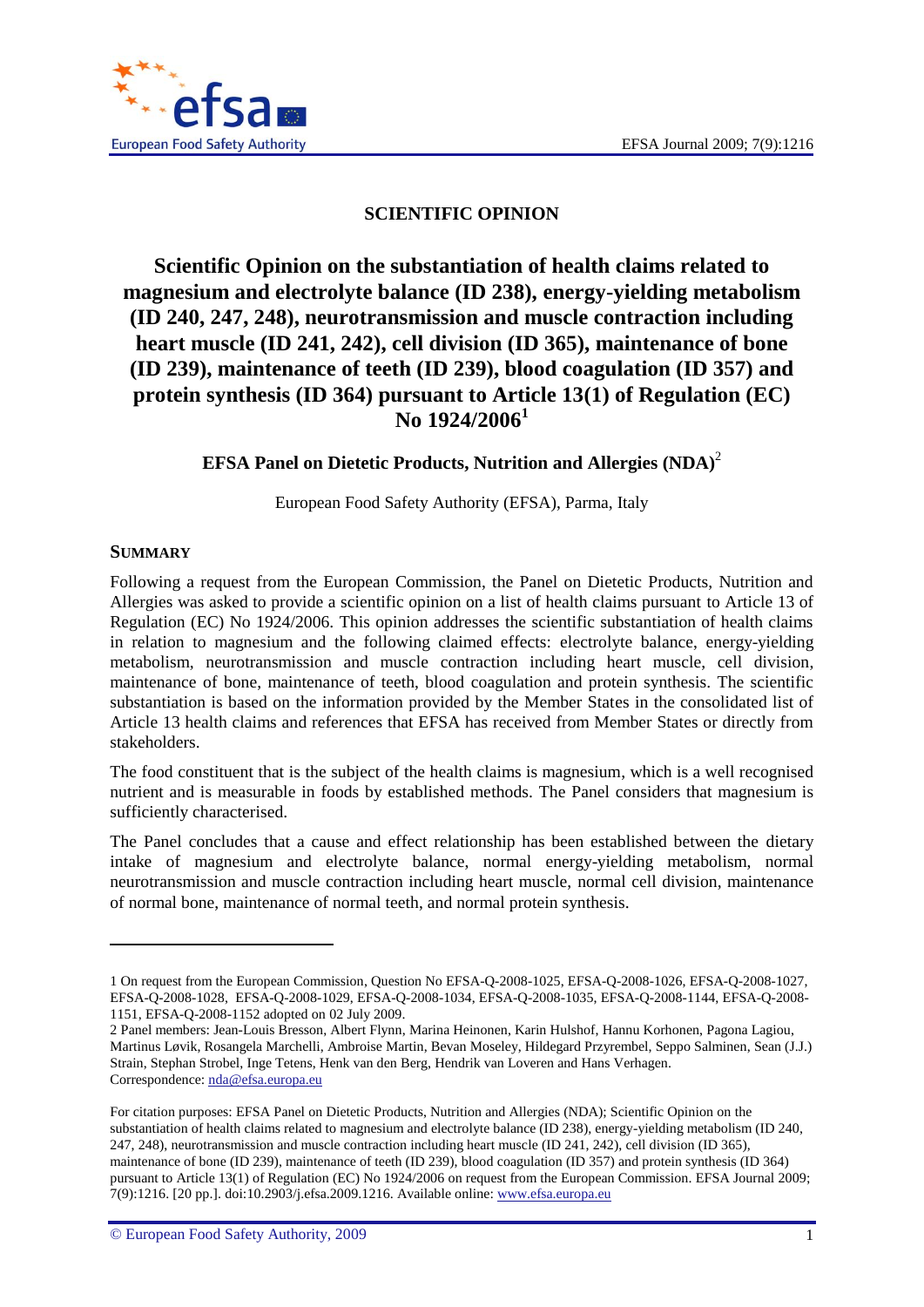SCIENTIFIC OPINION

# Scientific Opinion on the substantiation of health claims related to magnesium and electrolyte balance (ID 238), energy-yielding metabolism (ID 240, 247, 248), neurotransmission and muscle contraction including heart muscle (ID 241, 242), cell division (ID 365), maintenance of bone (ID 239), maintenance of teeth (ID 239), blood coagulation (ID 357) and protein synthesis (ID 364) pursuant to Article 13(1) of Regulation (EC) No 1924/2006[1]

**EFSA Panel on Dietetic Products, Nutrition and Allergies (NDA)**[2]

European Food Safety Authority (EFSA), Parma, Italy

## SUMMARY

Following a request from the European Commission, the Panel on Dietetic Products, Nutrition and Allergies was asked to provide a scientific opinion on a list of health claims pursuant to Article 13 of Regulation (EC) No 1924/2006. This opinion addresses the scientific substantiation of health claims in relation to magnesium and the following claimed effects: electrolyte balance, energy-yielding metabolism, neurotransmission and muscle contraction including heart muscle, cell division, maintenance of bone, maintenance of teeth, blood coagulation and protein synthesis. The scientific substantiation is based on the information provided by the Member States in the consolidated list of Article 13 health claims and references that EFSA has received from Member States or directly from stakeholders.

The food constituent that is the subject of the health claims is magnesium, which is a well recognised nutrient and is measurable in foods by established methods. The Panel considers that magnesium is sufficiently characterised.

The Panel concludes that a cause and effect relationship has been established between the dietary intake of magnesium and electrolyte balance, normal energy-yielding metabolism, normal neurotransmission and muscle contraction including heart muscle, normal cell division, maintenance of normal bone, maintenance of normal teeth, and normal protein synthesis.

---

1 On request from the European Commission, Question No EFSA-Q-2008-1025, EFSA-Q-2008-1026, EFSA-Q-2008-1027, EFSA-Q-2008-1028, EFSA-Q-2008-1029, EFSA-Q-2008-1034, EFSA-Q-2008-1035, EFSA-Q-2008-1144, EFSA-Q-2008-1151, EFSA-Q-2008-1152 adopted on 02 July 2009.

2 Panel members: Jean-Louis Bresson, Albert Flynn, Marina Heinonen, Karin Hulshof, Hannu Korhonen, Pagona Lagiou, Martinus Løvik, Rosangela Marchelli, Ambroise Martin, Bevan Moseley, Hildegard Przyrembel, Seppo Salminen, Sean (J.J.) Strain, Stephan Strobel, Inge Tetens, Henk van den Berg, Hendrik van Loveren and Hans Verhagen. Correspondence: nda@efsa.europa.eu

For citation purposes: EFSA Panel on Dietetic Products, Nutrition and Allergies (NDA); Scientific Opinion on the substantiation of health claims related to magnesium and electrolyte balance (ID 238), energy-yielding metabolism (ID 240, 247, 248), neurotransmission and muscle contraction including heart muscle (ID 241, 242), cell division (ID 365), maintenance of bone (ID 239), maintenance of teeth (ID 239), blood coagulation (ID 357) and protein synthesis (ID 364) pursuant to Article 13(1) of Regulation (EC) No 1924/2006 on request from the European Commission. EFSA Journal 2009; 7(9):1216. [20 pp.]. doi:10.2903/j.efsa.2009.1216. Available online: www.efsa.europa.eu

© European Food Safety Authority, 2009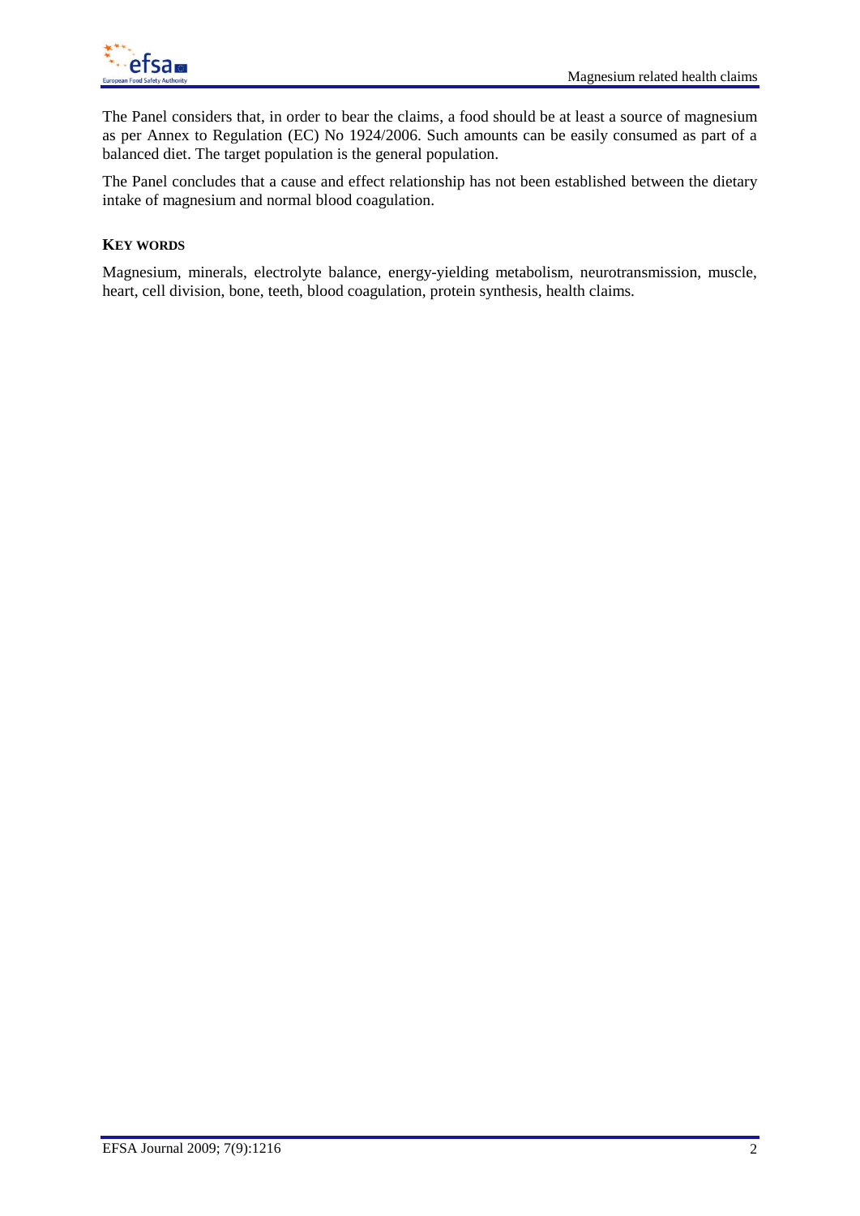The Panel considers that, in order to bear the claims, a food should be at least a source of magnesium as per Annex to Regulation (EC) No 1924/2006. Such amounts can be easily consumed as part of a balanced diet. The target population is the general population.

The Panel concludes that a cause and effect relationship has not been established between the dietary intake of magnesium and normal blood coagulation.

## KEY WORDS

Magnesium, minerals, electrolyte balance, energy-yielding metabolism, neurotransmission, muscle, heart, cell division, bone, teeth, blood coagulation, protein synthesis, health claims.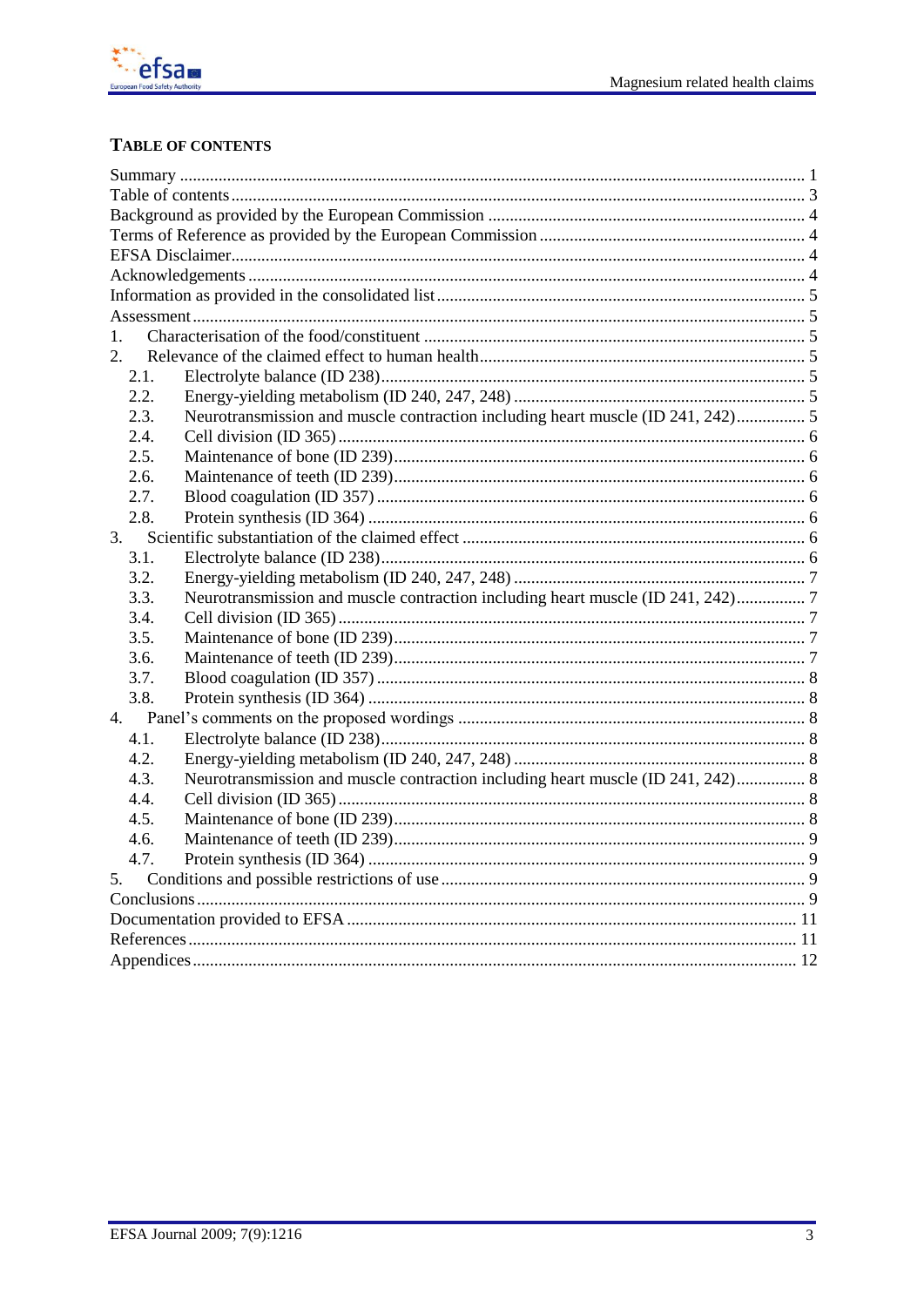# TABLE OF CONTENTS

Summary .......... 1
Table of contents .......... 3
Background as provided by the European Commission .......... 4
Terms of Reference as provided by the European Commission .......... 4
EFSA Disclaimer .......... 4
Acknowledgements .......... 4
Information as provided in the consolidated list .......... 5
Assessment .......... 5
1. Characterisation of the food/constituent .......... 5
2. Relevance of the claimed effect to human health .......... 5
 2.1. Electrolyte balance (ID 238) .......... 5
 2.2. Energy-yielding metabolism (ID 240, 247, 248) .......... 5
 2.3. Neurotransmission and muscle contraction including heart muscle (ID 241, 242) .......... 5
 2.4. Cell division (ID 365) .......... 6
 2.5. Maintenance of bone (ID 239) .......... 6
 2.6. Maintenance of teeth (ID 239) .......... 6
 2.7. Blood coagulation (ID 357) .......... 6
 2.8. Protein synthesis (ID 364) .......... 6
3. Scientific substantiation of the claimed effect .......... 6
 3.1. Electrolyte balance (ID 238) .......... 6
 3.2. Energy-yielding metabolism (ID 240, 247, 248) .......... 7
 3.3. Neurotransmission and muscle contraction including heart muscle (ID 241, 242) .......... 7
 3.4. Cell division (ID 365) .......... 7
 3.5. Maintenance of bone (ID 239) .......... 7
 3.6. Maintenance of teeth (ID 239) .......... 7
 3.7. Blood coagulation (ID 357) .......... 8
 3.8. Protein synthesis (ID 364) .......... 8
4. Panel's comments on the proposed wordings .......... 8
 4.1. Electrolyte balance (ID 238) .......... 8
 4.2. Energy-yielding metabolism (ID 240, 247, 248) .......... 8
 4.3. Neurotransmission and muscle contraction including heart muscle (ID 241, 242) .......... 8
 4.4. Cell division (ID 365) .......... 8
 4.5. Maintenance of bone (ID 239) .......... 8
 4.6. Maintenance of teeth (ID 239) .......... 9
 4.7. Protein synthesis (ID 364) .......... 9
5. Conditions and possible restrictions of use .......... 9
Conclusions .......... 9
Documentation provided to EFSA .......... 11
References .......... 11
Appendices .......... 12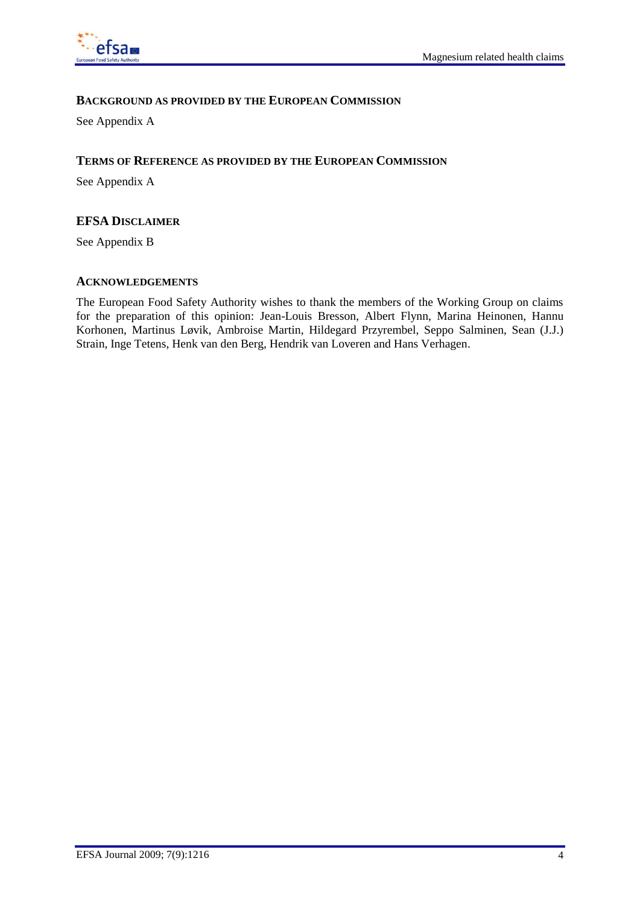## Background as provided by the European Commission

See Appendix A

## Terms of reference as provided by the European Commission

See Appendix A

## EFSA Disclaimer

See Appendix B

## Acknowledgements

The European Food Safety Authority wishes to thank the members of the Working Group on claims for the preparation of this opinion: Jean-Louis Bresson, Albert Flynn, Marina Heinonen, Hannu Korhonen, Martinus Løvik, Ambroise Martin, Hildegard Przyrembel, Seppo Salminen, Sean (J.J.) Strain, Inge Tetens, Henk van den Berg, Hendrik van Loveren and Hans Verhagen.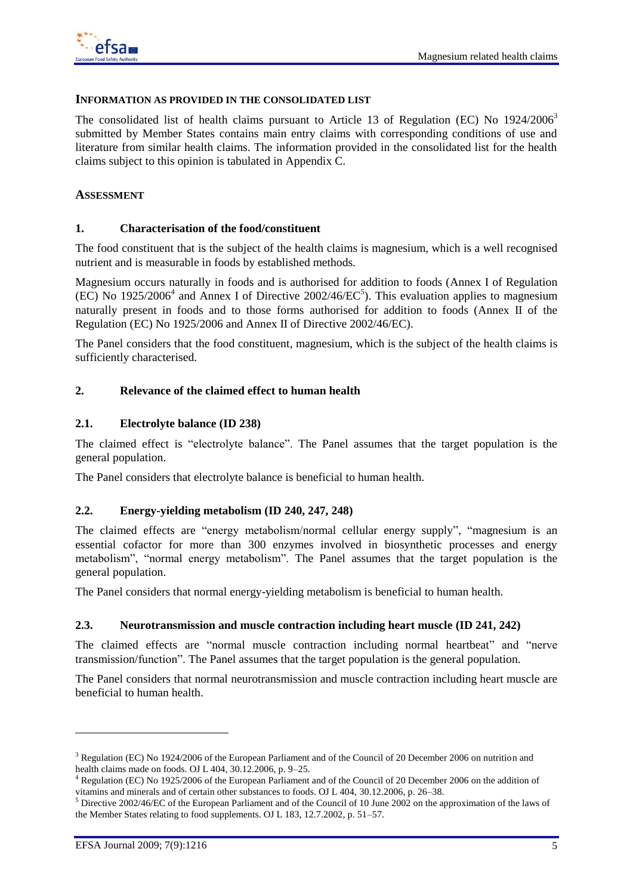## INFORMATION AS PROVIDED IN THE CONSOLIDATED LIST

The consolidated list of health claims pursuant to Article 13 of Regulation (EC) No 1924/2006[3] submitted by Member States contains main entry claims with corresponding conditions of use and literature from similar health claims. The information provided in the consolidated list for the health claims subject to this opinion is tabulated in Appendix C.

## ASSESSMENT

### 1. Characterisation of the food/constituent

The food constituent that is the subject of the health claims is magnesium, which is a well recognised nutrient and is measurable in foods by established methods.

Magnesium occurs naturally in foods and is authorised for addition to foods (Annex I of Regulation (EC) No 1925/2006[4] and Annex I of Directive 2002/46/EC[5]). This evaluation applies to magnesium naturally present in foods and to those forms authorised for addition to foods (Annex II of the Regulation (EC) No 1925/2006 and Annex II of Directive 2002/46/EC).

The Panel considers that the food constituent, magnesium, which is the subject of the health claims is sufficiently characterised.

### 2. Relevance of the claimed effect to human health

#### 2.1. Electrolyte balance (ID 238)

The claimed effect is "electrolyte balance". The Panel assumes that the target population is the general population.

The Panel considers that electrolyte balance is beneficial to human health.

#### 2.2. Energy-yielding metabolism (ID 240, 247, 248)

The claimed effects are "energy metabolism/normal cellular energy supply", "magnesium is an essential cofactor for more than 300 enzymes involved in biosynthetic processes and energy metabolism", "normal energy metabolism". The Panel assumes that the target population is the general population.

The Panel considers that normal energy-yielding metabolism is beneficial to human health.

#### 2.3. Neurotransmission and muscle contraction including heart muscle (ID 241, 242)

The claimed effects are "normal muscle contraction including normal heartbeat" and "nerve transmission/function". The Panel assumes that the target population is the general population.

The Panel considers that normal neurotransmission and muscle contraction including heart muscle are beneficial to human health.

---

[3] Regulation (EC) No 1924/2006 of the European Parliament and of the Council of 20 December 2006 on nutrition and health claims made on foods. OJ L 404, 30.12.2006, p. 9–25.

[4] Regulation (EC) No 1925/2006 of the European Parliament and of the Council of 20 December 2006 on the addition of vitamins and minerals and of certain other substances to foods. OJ L 404, 30.12.2006, p. 26–38.

[5] Directive 2002/46/EC of the European Parliament and of the Council of 10 June 2002 on the approximation of the laws of the Member States relating to food supplements. OJ L 183, 12.7.2002, p. 51–57.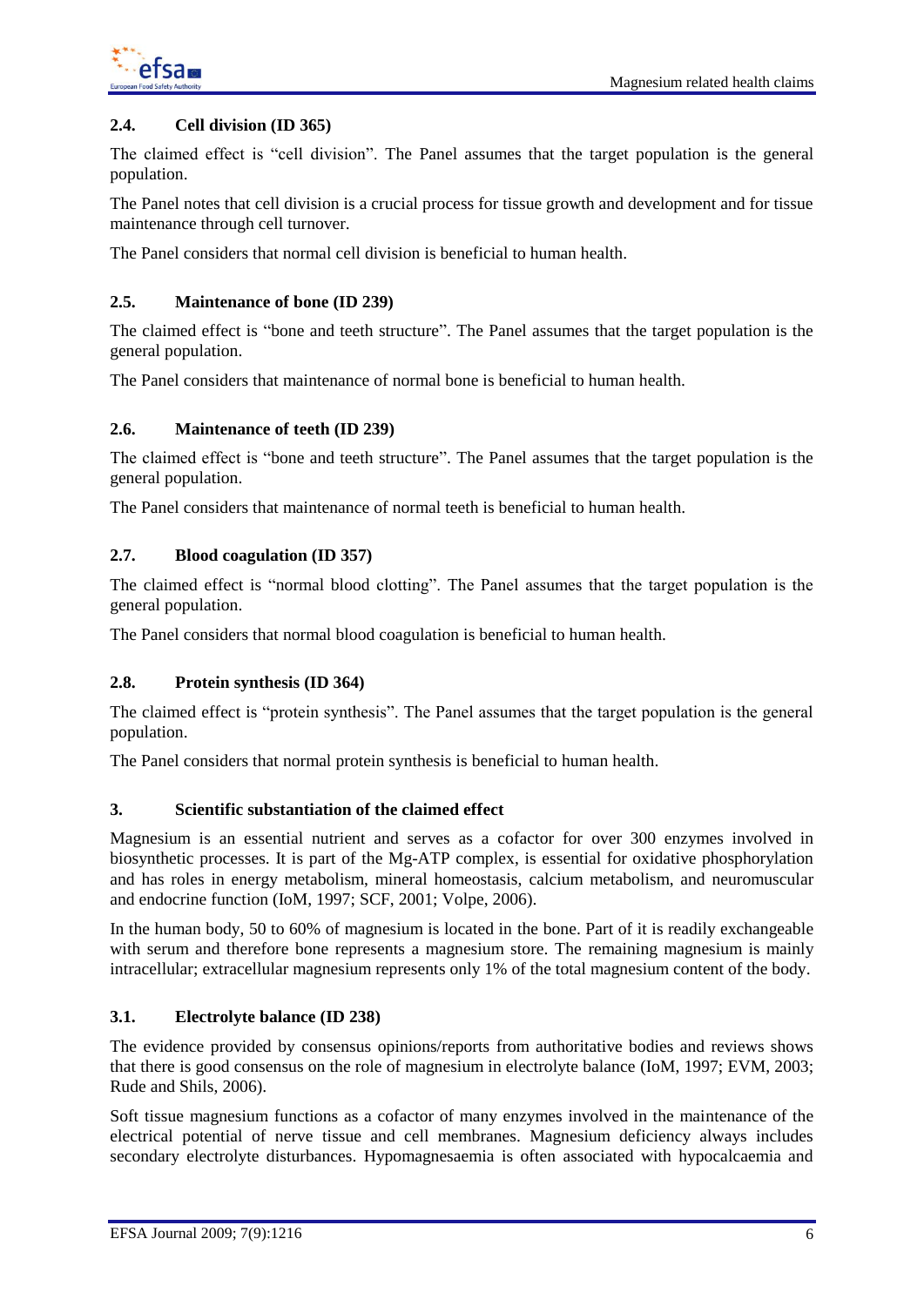### 2.4. Cell division (ID 365)

The claimed effect is "cell division". The Panel assumes that the target population is the general population.

The Panel notes that cell division is a crucial process for tissue growth and development and for tissue maintenance through cell turnover.

The Panel considers that normal cell division is beneficial to human health.

### 2.5. Maintenance of bone (ID 239)

The claimed effect is "bone and teeth structure". The Panel assumes that the target population is the general population.

The Panel considers that maintenance of normal bone is beneficial to human health.

### 2.6. Maintenance of teeth (ID 239)

The claimed effect is "bone and teeth structure". The Panel assumes that the target population is the general population.

The Panel considers that maintenance of normal teeth is beneficial to human health.

### 2.7. Blood coagulation (ID 357)

The claimed effect is "normal blood clotting". The Panel assumes that the target population is the general population.

The Panel considers that normal blood coagulation is beneficial to human health.

### 2.8. Protein synthesis (ID 364)

The claimed effect is "protein synthesis". The Panel assumes that the target population is the general population.

The Panel considers that normal protein synthesis is beneficial to human health.

## 3. Scientific substantiation of the claimed effect

Magnesium is an essential nutrient and serves as a cofactor for over 300 enzymes involved in biosynthetic processes. It is part of the Mg-ATP complex, is essential for oxidative phosphorylation and has roles in energy metabolism, mineral homeostasis, calcium metabolism, and neuromuscular and endocrine function (IoM, 1997; SCF, 2001; Volpe, 2006).

In the human body, 50 to 60% of magnesium is located in the bone. Part of it is readily exchangeable with serum and therefore bone represents a magnesium store. The remaining magnesium is mainly intracellular; extracellular magnesium represents only 1% of the total magnesium content of the body.

### 3.1. Electrolyte balance (ID 238)

The evidence provided by consensus opinions/reports from authoritative bodies and reviews shows that there is good consensus on the role of magnesium in electrolyte balance (IoM, 1997; EVM, 2003; Rude and Shils, 2006).

Soft tissue magnesium functions as a cofactor of many enzymes involved in the maintenance of the electrical potential of nerve tissue and cell membranes. Magnesium deficiency always includes secondary electrolyte disturbances. Hypomagnesaemia is often associated with hypocalcaemia and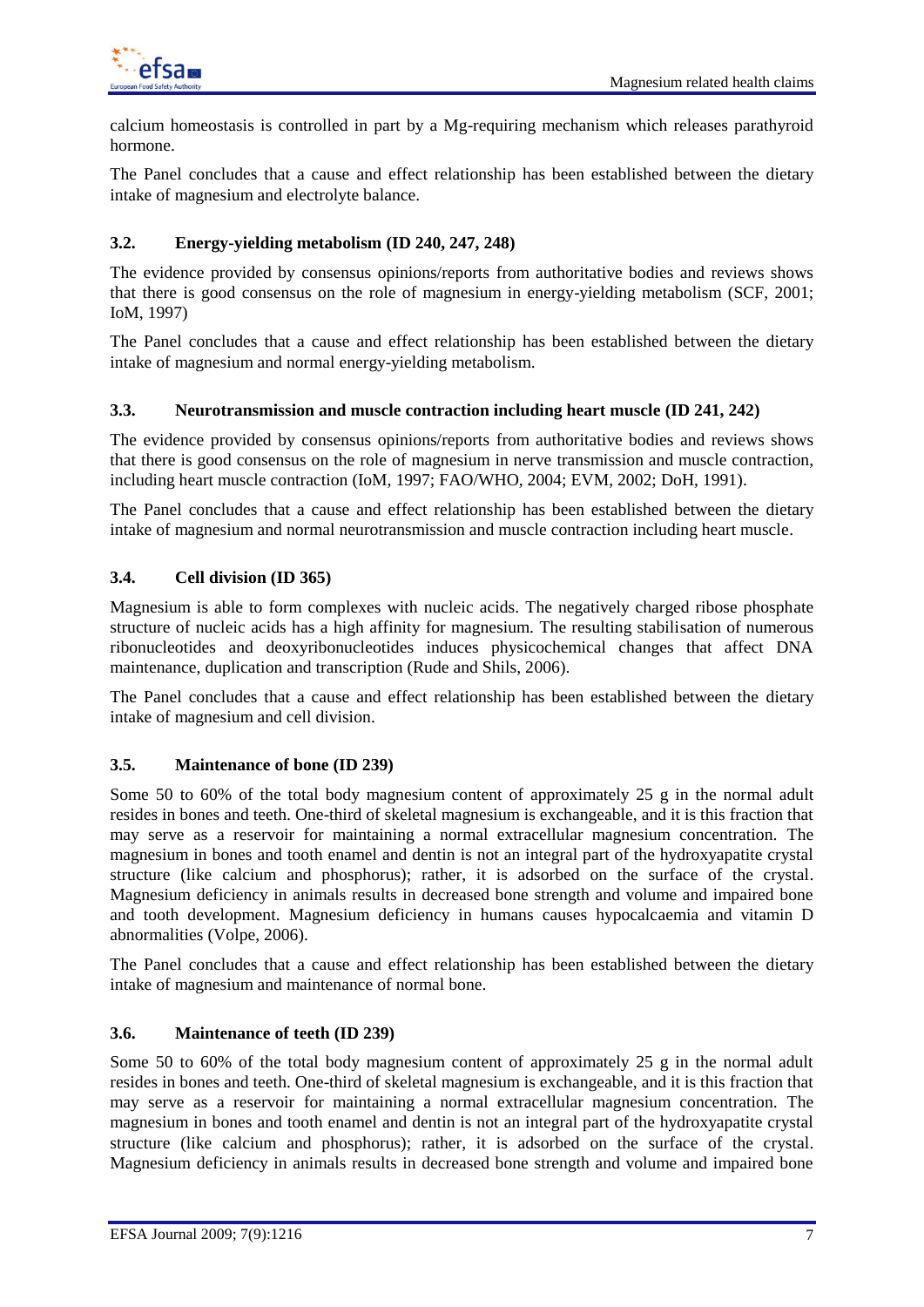calcium homeostasis is controlled in part by a Mg-requiring mechanism which releases parathyroid hormone.

The Panel concludes that a cause and effect relationship has been established between the dietary intake of magnesium and electrolyte balance.

### 3.2. Energy-yielding metabolism (ID 240, 247, 248)

The evidence provided by consensus opinions/reports from authoritative bodies and reviews shows that there is good consensus on the role of magnesium in energy-yielding metabolism (SCF, 2001; IoM, 1997)

The Panel concludes that a cause and effect relationship has been established between the dietary intake of magnesium and normal energy-yielding metabolism.

### 3.3. Neurotransmission and muscle contraction including heart muscle (ID 241, 242)

The evidence provided by consensus opinions/reports from authoritative bodies and reviews shows that there is good consensus on the role of magnesium in nerve transmission and muscle contraction, including heart muscle contraction (IoM, 1997; FAO/WHO, 2004; EVM, 2002; DoH, 1991).

The Panel concludes that a cause and effect relationship has been established between the dietary intake of magnesium and normal neurotransmission and muscle contraction including heart muscle.

### 3.4. Cell division (ID 365)

Magnesium is able to form complexes with nucleic acids. The negatively charged ribose phosphate structure of nucleic acids has a high affinity for magnesium. The resulting stabilisation of numerous ribonucleotides and deoxyribonucleotides induces physicochemical changes that affect DNA maintenance, duplication and transcription (Rude and Shils, 2006).

The Panel concludes that a cause and effect relationship has been established between the dietary intake of magnesium and cell division.

### 3.5. Maintenance of bone (ID 239)

Some 50 to 60% of the total body magnesium content of approximately 25 g in the normal adult resides in bones and teeth. One-third of skeletal magnesium is exchangeable, and it is this fraction that may serve as a reservoir for maintaining a normal extracellular magnesium concentration. The magnesium in bones and tooth enamel and dentin is not an integral part of the hydroxyapatite crystal structure (like calcium and phosphorus); rather, it is adsorbed on the surface of the crystal. Magnesium deficiency in animals results in decreased bone strength and volume and impaired bone and tooth development. Magnesium deficiency in humans causes hypocalcaemia and vitamin D abnormalities (Volpe, 2006).

The Panel concludes that a cause and effect relationship has been established between the dietary intake of magnesium and maintenance of normal bone.

### 3.6. Maintenance of teeth (ID 239)

Some 50 to 60% of the total body magnesium content of approximately 25 g in the normal adult resides in bones and teeth. One-third of skeletal magnesium is exchangeable, and it is this fraction that may serve as a reservoir for maintaining a normal extracellular magnesium concentration. The magnesium in bones and tooth enamel and dentin is not an integral part of the hydroxyapatite crystal structure (like calcium and phosphorus); rather, it is adsorbed on the surface of the crystal. Magnesium deficiency in animals results in decreased bone strength and volume and impaired bone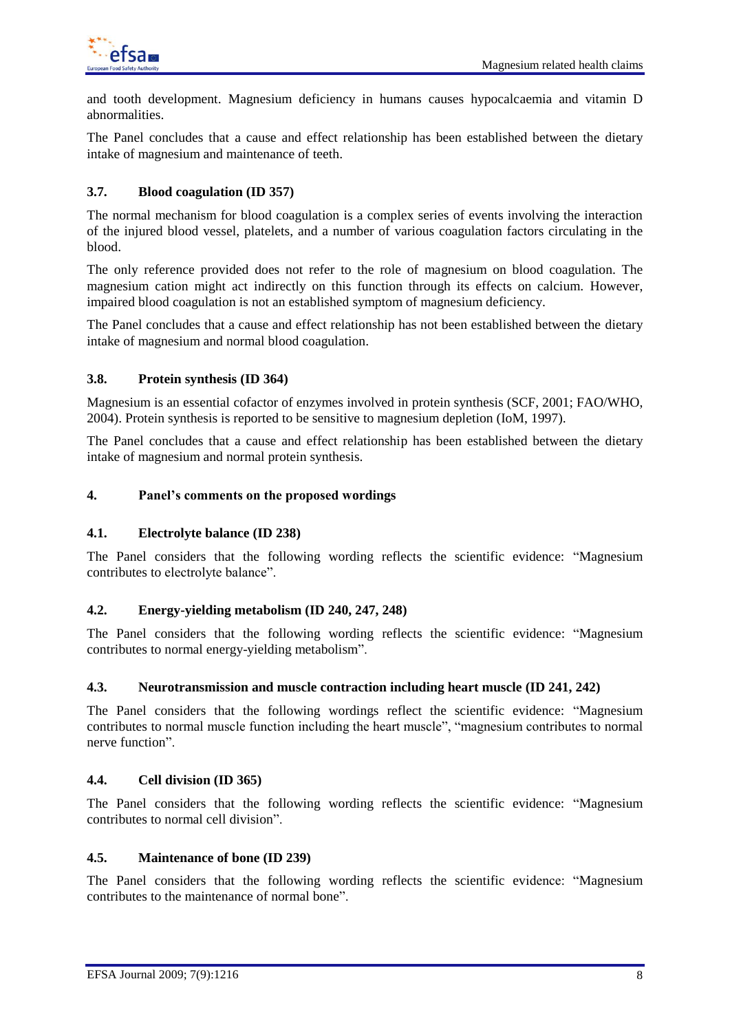and tooth development. Magnesium deficiency in humans causes hypocalcaemia and vitamin D abnormalities.

The Panel concludes that a cause and effect relationship has been established between the dietary intake of magnesium and maintenance of teeth.

### 3.7. Blood coagulation (ID 357)

The normal mechanism for blood coagulation is a complex series of events involving the interaction of the injured blood vessel, platelets, and a number of various coagulation factors circulating in the blood.

The only reference provided does not refer to the role of magnesium on blood coagulation. The magnesium cation might act indirectly on this function through its effects on calcium. However, impaired blood coagulation is not an established symptom of magnesium deficiency.

The Panel concludes that a cause and effect relationship has not been established between the dietary intake of magnesium and normal blood coagulation.

### 3.8. Protein synthesis (ID 364)

Magnesium is an essential cofactor of enzymes involved in protein synthesis (SCF, 2001; FAO/WHO, 2004). Protein synthesis is reported to be sensitive to magnesium depletion (IoM, 1997).

The Panel concludes that a cause and effect relationship has been established between the dietary intake of magnesium and normal protein synthesis.

## 4. Panel's comments on the proposed wordings

### 4.1. Electrolyte balance (ID 238)

The Panel considers that the following wording reflects the scientific evidence: "Magnesium contributes to electrolyte balance".

### 4.2. Energy-yielding metabolism (ID 240, 247, 248)

The Panel considers that the following wording reflects the scientific evidence: "Magnesium contributes to normal energy-yielding metabolism".

### 4.3. Neurotransmission and muscle contraction including heart muscle (ID 241, 242)

The Panel considers that the following wordings reflect the scientific evidence: "Magnesium contributes to normal muscle function including the heart muscle", "magnesium contributes to normal nerve function".

### 4.4. Cell division (ID 365)

The Panel considers that the following wording reflects the scientific evidence: "Magnesium contributes to normal cell division".

### 4.5. Maintenance of bone (ID 239)

The Panel considers that the following wording reflects the scientific evidence: "Magnesium contributes to the maintenance of normal bone".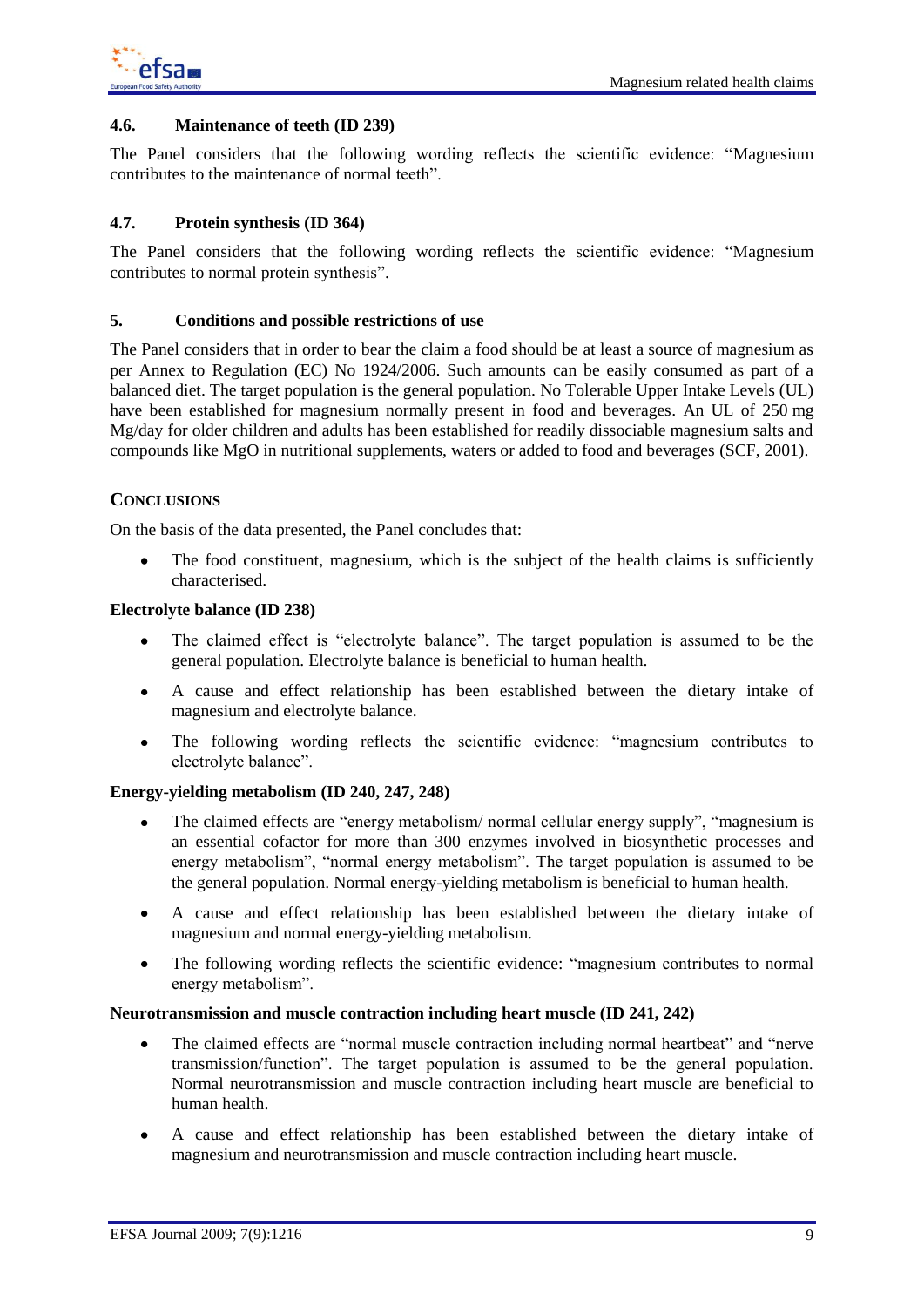### 4.6. Maintenance of teeth (ID 239)

The Panel considers that the following wording reflects the scientific evidence: “Magnesium contributes to the maintenance of normal teeth”.

### 4.7. Protein synthesis (ID 364)

The Panel considers that the following wording reflects the scientific evidence: “Magnesium contributes to normal protein synthesis”.

## 5. Conditions and possible restrictions of use

The Panel considers that in order to bear the claim a food should be at least a source of magnesium as per Annex to Regulation (EC) No 1924/2006. Such amounts can be easily consumed as part of a balanced diet. The target population is the general population. No Tolerable Upper Intake Levels (UL) have been established for magnesium normally present in food and beverages. An UL of 250 mg Mg/day for older children and adults has been established for readily dissociable magnesium salts and compounds like MgO in nutritional supplements, waters or added to food and beverages (SCF, 2001).

## CONCLUSIONS

On the basis of the data presented, the Panel concludes that:

- The food constituent, magnesium, which is the subject of the health claims is sufficiently characterised.

**Electrolyte balance (ID 238)**

- The claimed effect is “electrolyte balance”. The target population is assumed to be the general population. Electrolyte balance is beneficial to human health.
- A cause and effect relationship has been established between the dietary intake of magnesium and electrolyte balance.
- The following wording reflects the scientific evidence: “magnesium contributes to electrolyte balance”.

**Energy-yielding metabolism (ID 240, 247, 248)**

- The claimed effects are “energy metabolism/ normal cellular energy supply”, “magnesium is an essential cofactor for more than 300 enzymes involved in biosynthetic processes and energy metabolism”, “normal energy metabolism”. The target population is assumed to be the general population. Normal energy-yielding metabolism is beneficial to human health.
- A cause and effect relationship has been established between the dietary intake of magnesium and normal energy-yielding metabolism.
- The following wording reflects the scientific evidence: “magnesium contributes to normal energy metabolism”.

**Neurotransmission and muscle contraction including heart muscle (ID 241, 242)**

- The claimed effects are “normal muscle contraction including normal heartbeat” and “nerve transmission/function”. The target population is assumed to be the general population. Normal neurotransmission and muscle contraction including heart muscle are beneficial to human health.
- A cause and effect relationship has been established between the dietary intake of magnesium and neurotransmission and muscle contraction including heart muscle.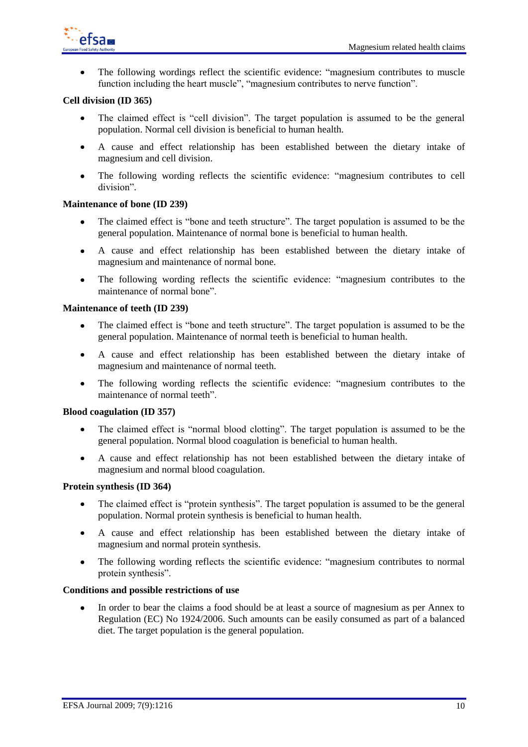- The following wordings reflect the scientific evidence: "magnesium contributes to muscle function including the heart muscle", "magnesium contributes to nerve function".

**Cell division (ID 365)**

- The claimed effect is "cell division". The target population is assumed to be the general population. Normal cell division is beneficial to human health.
- A cause and effect relationship has been established between the dietary intake of magnesium and cell division.
- The following wording reflects the scientific evidence: "magnesium contributes to cell division".

**Maintenance of bone (ID 239)**

- The claimed effect is "bone and teeth structure". The target population is assumed to be the general population. Maintenance of normal bone is beneficial to human health.
- A cause and effect relationship has been established between the dietary intake of magnesium and maintenance of normal bone.
- The following wording reflects the scientific evidence: "magnesium contributes to the maintenance of normal bone".

**Maintenance of teeth (ID 239)**

- The claimed effect is "bone and teeth structure". The target population is assumed to be the general population. Maintenance of normal teeth is beneficial to human health.
- A cause and effect relationship has been established between the dietary intake of magnesium and maintenance of normal teeth.
- The following wording reflects the scientific evidence: "magnesium contributes to the maintenance of normal teeth".

**Blood coagulation (ID 357)**

- The claimed effect is "normal blood clotting". The target population is assumed to be the general population. Normal blood coagulation is beneficial to human health.
- A cause and effect relationship has not been established between the dietary intake of magnesium and normal blood coagulation.

**Protein synthesis (ID 364)**

- The claimed effect is "protein synthesis". The target population is assumed to be the general population. Normal protein synthesis is beneficial to human health.
- A cause and effect relationship has been established between the dietary intake of magnesium and normal protein synthesis.
- The following wording reflects the scientific evidence: "magnesium contributes to normal protein synthesis".

**Conditions and possible restrictions of use**

- In order to bear the claims a food should be at least a source of magnesium as per Annex to Regulation (EC) No 1924/2006. Such amounts can be easily consumed as part of a balanced diet. The target population is the general population.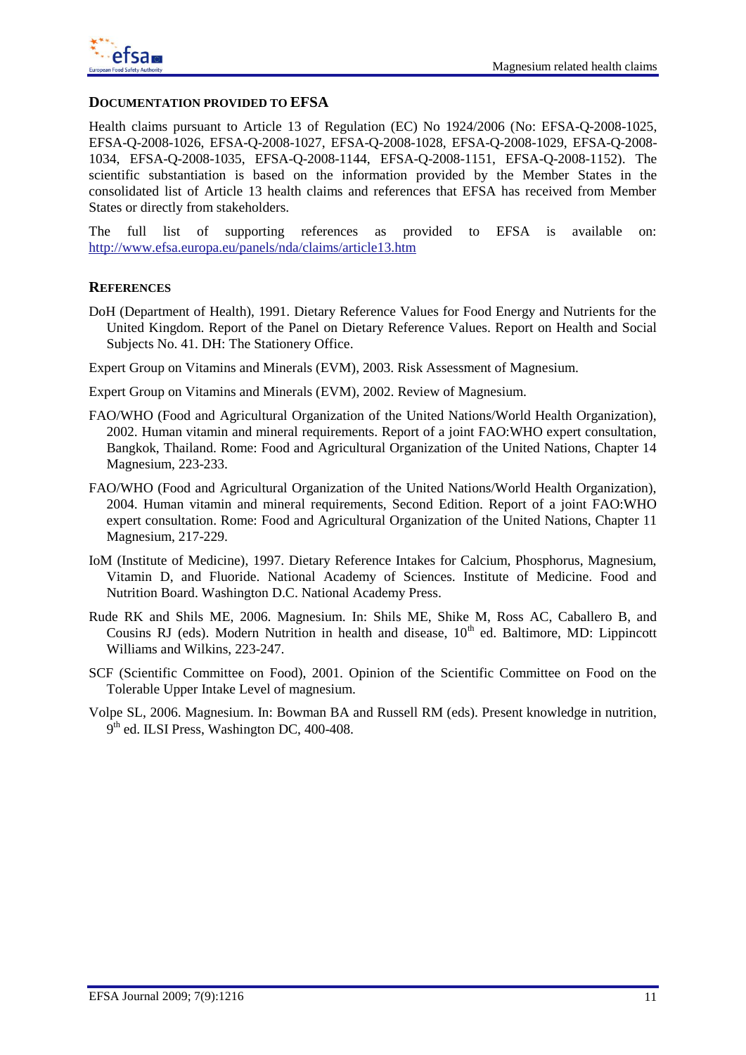## DOCUMENTATION PROVIDED TO EFSA

Health claims pursuant to Article 13 of Regulation (EC) No 1924/2006 (No: EFSA-Q-2008-1025, EFSA-Q-2008-1026, EFSA-Q-2008-1027, EFSA-Q-2008-1028, EFSA-Q-2008-1029, EFSA-Q-2008-1034, EFSA-Q-2008-1035, EFSA-Q-2008-1144, EFSA-Q-2008-1151, EFSA-Q-2008-1152). The scientific substantiation is based on the information provided by the Member States in the consolidated list of Article 13 health claims and references that EFSA has received from Member States or directly from stakeholders.

The full list of supporting references as provided to EFSA is available on: http://www.efsa.europa.eu/panels/nda/claims/article13.htm

## REFERENCES

DoH (Department of Health), 1991. Dietary Reference Values for Food Energy and Nutrients for the United Kingdom. Report of the Panel on Dietary Reference Values. Report on Health and Social Subjects No. 41. DH: The Stationery Office.

Expert Group on Vitamins and Minerals (EVM), 2003. Risk Assessment of Magnesium.

Expert Group on Vitamins and Minerals (EVM), 2002. Review of Magnesium.

FAO/WHO (Food and Agricultural Organization of the United Nations/World Health Organization), 2002. Human vitamin and mineral requirements. Report of a joint FAO:WHO expert consultation, Bangkok, Thailand. Rome: Food and Agricultural Organization of the United Nations, Chapter 14 Magnesium, 223-233.

FAO/WHO (Food and Agricultural Organization of the United Nations/World Health Organization), 2004. Human vitamin and mineral requirements, Second Edition. Report of a joint FAO:WHO expert consultation. Rome: Food and Agricultural Organization of the United Nations, Chapter 11 Magnesium, 217-229.

IoM (Institute of Medicine), 1997. Dietary Reference Intakes for Calcium, Phosphorus, Magnesium, Vitamin D, and Fluoride. National Academy of Sciences. Institute of Medicine. Food and Nutrition Board. Washington D.C. National Academy Press.

Rude RK and Shils ME, 2006. Magnesium. In: Shils ME, Shike M, Ross AC, Caballero B, and Cousins RJ (eds). Modern Nutrition in health and disease, 10th ed. Baltimore, MD: Lippincott Williams and Wilkins, 223-247.

SCF (Scientific Committee on Food), 2001. Opinion of the Scientific Committee on Food on the Tolerable Upper Intake Level of magnesium.

Volpe SL, 2006. Magnesium. In: Bowman BA and Russell RM (eds). Present knowledge in nutrition, 9th ed. ILSI Press, Washington DC, 400-408.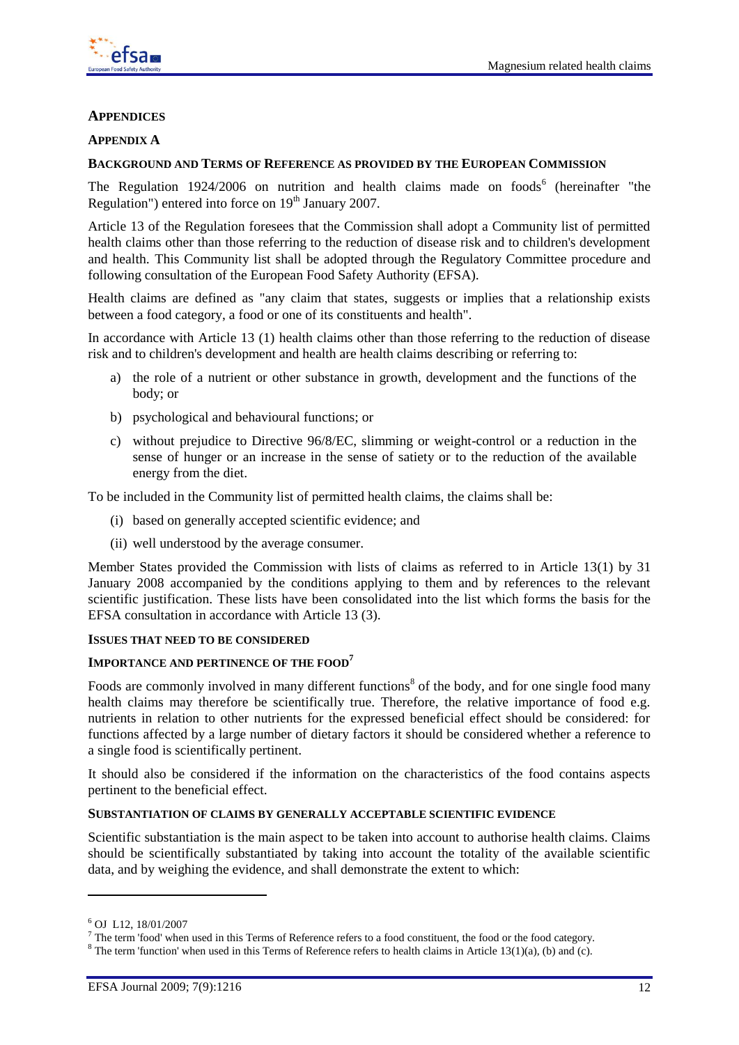## APPENDICES

### APPENDIX A

#### BACKGROUND AND TERMS OF REFERENCE AS PROVIDED BY THE EUROPEAN COMMISSION

The Regulation 1924/2006 on nutrition and health claims made on foods[6] (hereinafter "the Regulation") entered into force on 19th January 2007.

Article 13 of the Regulation foresees that the Commission shall adopt a Community list of permitted health claims other than those referring to the reduction of disease risk and to children's development and health. This Community list shall be adopted through the Regulatory Committee procedure and following consultation of the European Food Safety Authority (EFSA).

Health claims are defined as "any claim that states, suggests or implies that a relationship exists between a food category, a food or one of its constituents and health".

In accordance with Article 13 (1) health claims other than those referring to the reduction of disease risk and to children's development and health are health claims describing or referring to:

a) the role of a nutrient or other substance in growth, development and the functions of the body; or
b) psychological and behavioural functions; or
c) without prejudice to Directive 96/8/EC, slimming or weight-control or a reduction in the sense of hunger or an increase in the sense of satiety or to the reduction of the available energy from the diet.

To be included in the Community list of permitted health claims, the claims shall be:

(i) based on generally accepted scientific evidence; and
(ii) well understood by the average consumer.

Member States provided the Commission with lists of claims as referred to in Article 13(1) by 31 January 2008 accompanied by the conditions applying to them and by references to the relevant scientific justification. These lists have been consolidated into the list which forms the basis for the EFSA consultation in accordance with Article 13 (3).

#### ISSUES THAT NEED TO BE CONSIDERED

#### IMPORTANCE AND PERTINENCE OF THE FOOD[7]

Foods are commonly involved in many different functions[8] of the body, and for one single food many health claims may therefore be scientifically true. Therefore, the relative importance of food e.g. nutrients in relation to other nutrients for the expressed beneficial effect should be considered: for functions affected by a large number of dietary factors it should be considered whether a reference to a single food is scientifically pertinent.

It should also be considered if the information on the characteristics of the food contains aspects pertinent to the beneficial effect.

#### SUBSTANTIATION OF CLAIMS BY GENERALLY ACCEPTABLE SCIENTIFIC EVIDENCE

Scientific substantiation is the main aspect to be taken into account to authorise health claims. Claims should be scientifically substantiated by taking into account the totality of the available scientific data, and by weighing the evidence, and shall demonstrate the extent to which:

---

[6] OJ L12, 18/01/2007

[7] The term 'food' when used in this Terms of Reference refers to a food constituent, the food or the food category.

[8] The term 'function' when used in this Terms of Reference refers to health claims in Article 13(1)(a), (b) and (c).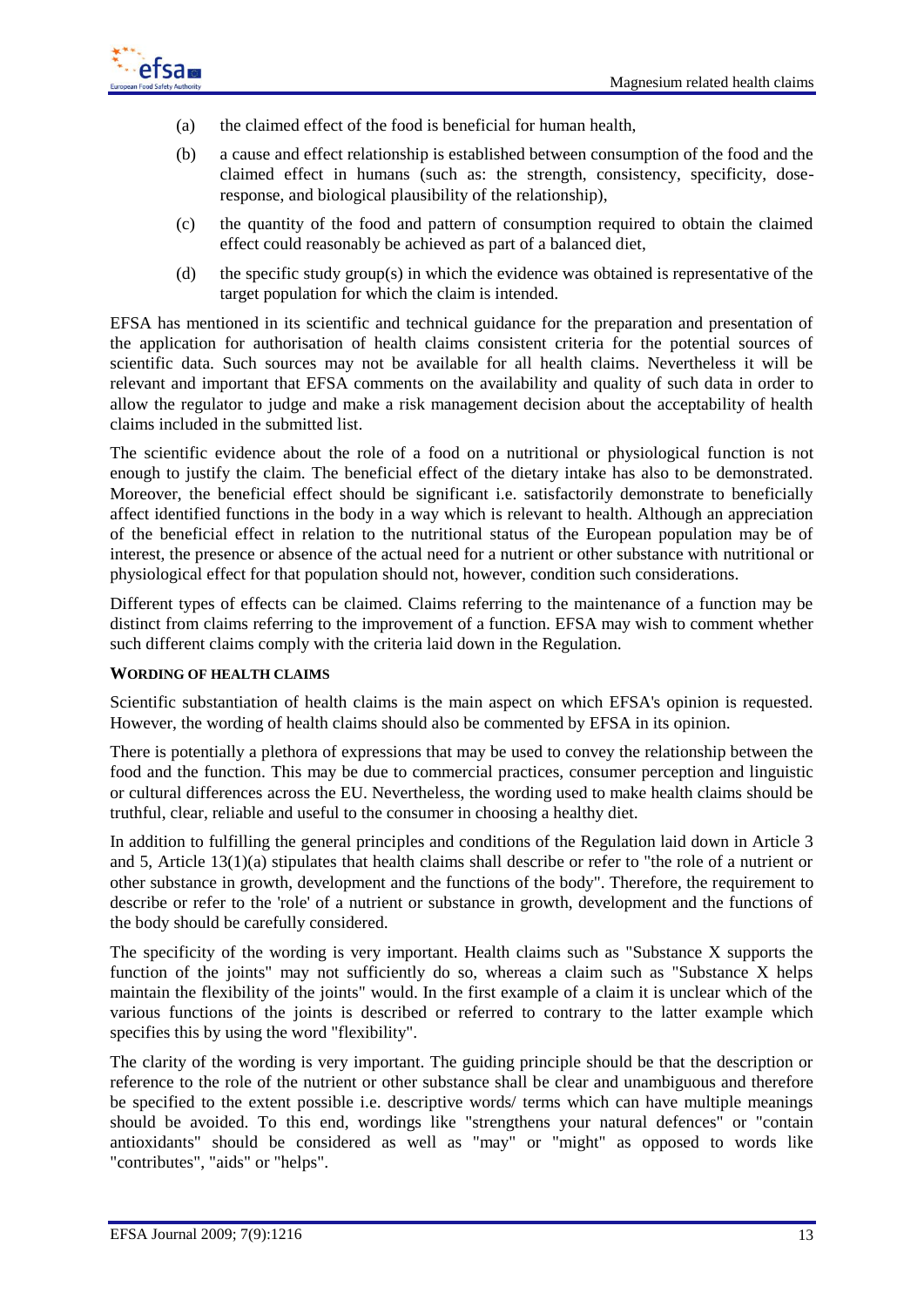(a) the claimed effect of the food is beneficial for human health,

(b) a cause and effect relationship is established between consumption of the food and the claimed effect in humans (such as: the strength, consistency, specificity, dose-response, and biological plausibility of the relationship),

(c) the quantity of the food and pattern of consumption required to obtain the claimed effect could reasonably be achieved as part of a balanced diet,

(d) the specific study group(s) in which the evidence was obtained is representative of the target population for which the claim is intended.

EFSA has mentioned in its scientific and technical guidance for the preparation and presentation of the application for authorisation of health claims consistent criteria for the potential sources of scientific data. Such sources may not be available for all health claims. Nevertheless it will be relevant and important that EFSA comments on the availability and quality of such data in order to allow the regulator to judge and make a risk management decision about the acceptability of health claims included in the submitted list.

The scientific evidence about the role of a food on a nutritional or physiological function is not enough to justify the claim. The beneficial effect of the dietary intake has also to be demonstrated. Moreover, the beneficial effect should be significant i.e. satisfactorily demonstrate to beneficially affect identified functions in the body in a way which is relevant to health. Although an appreciation of the beneficial effect in relation to the nutritional status of the European population may be of interest, the presence or absence of the actual need for a nutrient or other substance with nutritional or physiological effect for that population should not, however, condition such considerations.

Different types of effects can be claimed. Claims referring to the maintenance of a function may be distinct from claims referring to the improvement of a function. EFSA may wish to comment whether such different claims comply with the criteria laid down in the Regulation.

**WORDING OF HEALTH CLAIMS**

Scientific substantiation of health claims is the main aspect on which EFSA's opinion is requested. However, the wording of health claims should also be commented by EFSA in its opinion.

There is potentially a plethora of expressions that may be used to convey the relationship between the food and the function. This may be due to commercial practices, consumer perception and linguistic or cultural differences across the EU. Nevertheless, the wording used to make health claims should be truthful, clear, reliable and useful to the consumer in choosing a healthy diet.

In addition to fulfilling the general principles and conditions of the Regulation laid down in Article 3 and 5, Article 13(1)(a) stipulates that health claims shall describe or refer to "the role of a nutrient or other substance in growth, development and the functions of the body". Therefore, the requirement to describe or refer to the 'role' of a nutrient or substance in growth, development and the functions of the body should be carefully considered.

The specificity of the wording is very important. Health claims such as "Substance X supports the function of the joints" may not sufficiently do so, whereas a claim such as "Substance X helps maintain the flexibility of the joints" would. In the first example of a claim it is unclear which of the various functions of the joints is described or referred to contrary to the latter example which specifies this by using the word "flexibility".

The clarity of the wording is very important. The guiding principle should be that the description or reference to the role of the nutrient or other substance shall be clear and unambiguous and therefore be specified to the extent possible i.e. descriptive words/ terms which can have multiple meanings should be avoided. To this end, wordings like "strengthens your natural defences" or "contain antioxidants" should be considered as well as "may" or "might" as opposed to words like "contributes", "aids" or "helps".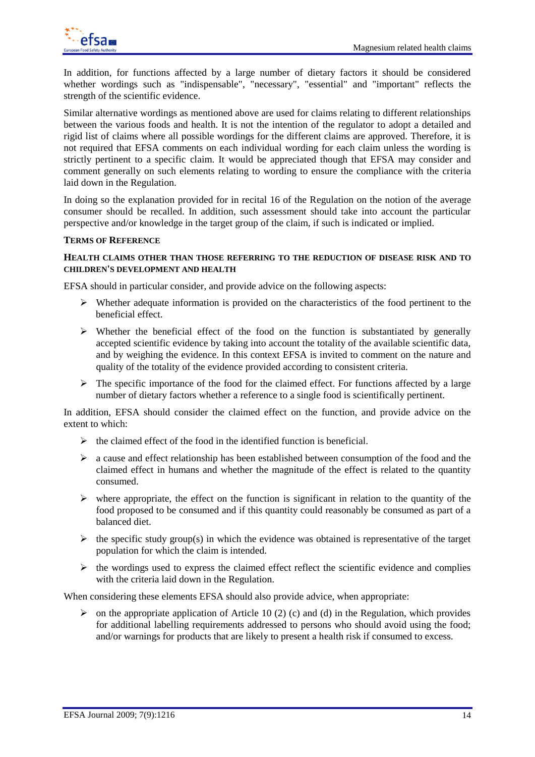In addition, for functions affected by a large number of dietary factors it should be considered whether wordings such as "indispensable", "necessary", "essential" and "important" reflects the strength of the scientific evidence.

Similar alternative wordings as mentioned above are used for claims relating to different relationships between the various foods and health. It is not the intention of the regulator to adopt a detailed and rigid list of claims where all possible wordings for the different claims are approved. Therefore, it is not required that EFSA comments on each individual wording for each claim unless the wording is strictly pertinent to a specific claim. It would be appreciated though that EFSA may consider and comment generally on such elements relating to wording to ensure the compliance with the criteria laid down in the Regulation.

In doing so the explanation provided for in recital 16 of the Regulation on the notion of the average consumer should be recalled. In addition, such assessment should take into account the particular perspective and/or knowledge in the target group of the claim, if such is indicated or implied.

### TERMS OF REFERENCE

#### HEALTH CLAIMS OTHER THAN THOSE REFERRING TO THE REDUCTION OF DISEASE RISK AND TO CHILDREN'S DEVELOPMENT AND HEALTH

EFSA should in particular consider, and provide advice on the following aspects:

- Whether adequate information is provided on the characteristics of the food pertinent to the beneficial effect.
- Whether the beneficial effect of the food on the function is substantiated by generally accepted scientific evidence by taking into account the totality of the available scientific data, and by weighing the evidence. In this context EFSA is invited to comment on the nature and quality of the totality of the evidence provided according to consistent criteria.
- The specific importance of the food for the claimed effect. For functions affected by a large number of dietary factors whether a reference to a single food is scientifically pertinent.

In addition, EFSA should consider the claimed effect on the function, and provide advice on the extent to which:

- the claimed effect of the food in the identified function is beneficial.
- a cause and effect relationship has been established between consumption of the food and the claimed effect in humans and whether the magnitude of the effect is related to the quantity consumed.
- where appropriate, the effect on the function is significant in relation to the quantity of the food proposed to be consumed and if this quantity could reasonably be consumed as part of a balanced diet.
- the specific study group(s) in which the evidence was obtained is representative of the target population for which the claim is intended.
- the wordings used to express the claimed effect reflect the scientific evidence and complies with the criteria laid down in the Regulation.

When considering these elements EFSA should also provide advice, when appropriate:

- on the appropriate application of Article 10 (2) (c) and (d) in the Regulation, which provides for additional labelling requirements addressed to persons who should avoid using the food; and/or warnings for products that are likely to present a health risk if consumed to excess.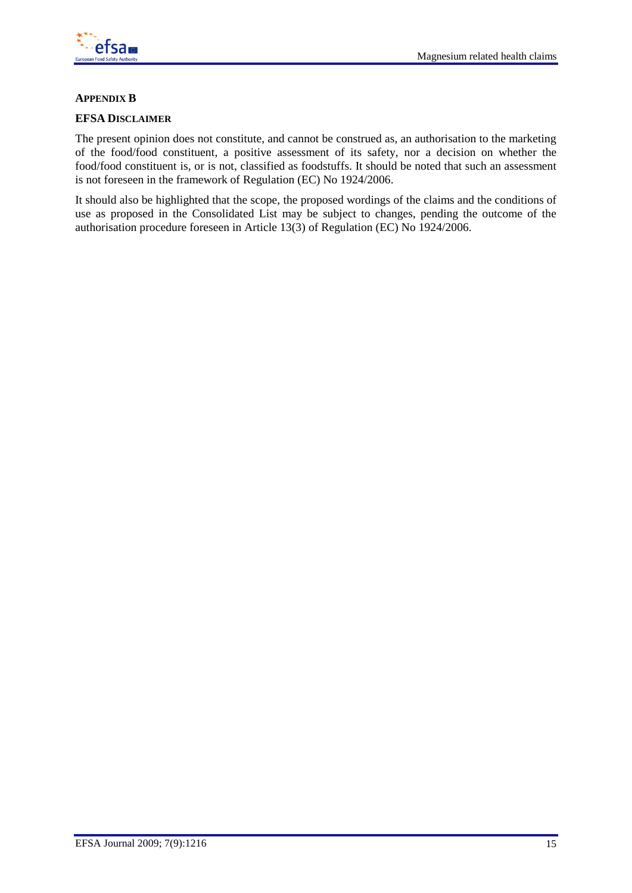## APPENDIX B

### EFSA DISCLAIMER

The present opinion does not constitute, and cannot be construed as, an authorisation to the marketing of the food/food constituent, a positive assessment of its safety, nor a decision on whether the food/food constituent is, or is not, classified as foodstuffs. It should be noted that such an assessment is not foreseen in the framework of Regulation (EC) No 1924/2006.

It should also be highlighted that the scope, the proposed wordings of the claims and the conditions of use as proposed in the Consolidated List may be subject to changes, pending the outcome of the authorisation procedure foreseen in Article 13(3) of Regulation (EC) No 1924/2006.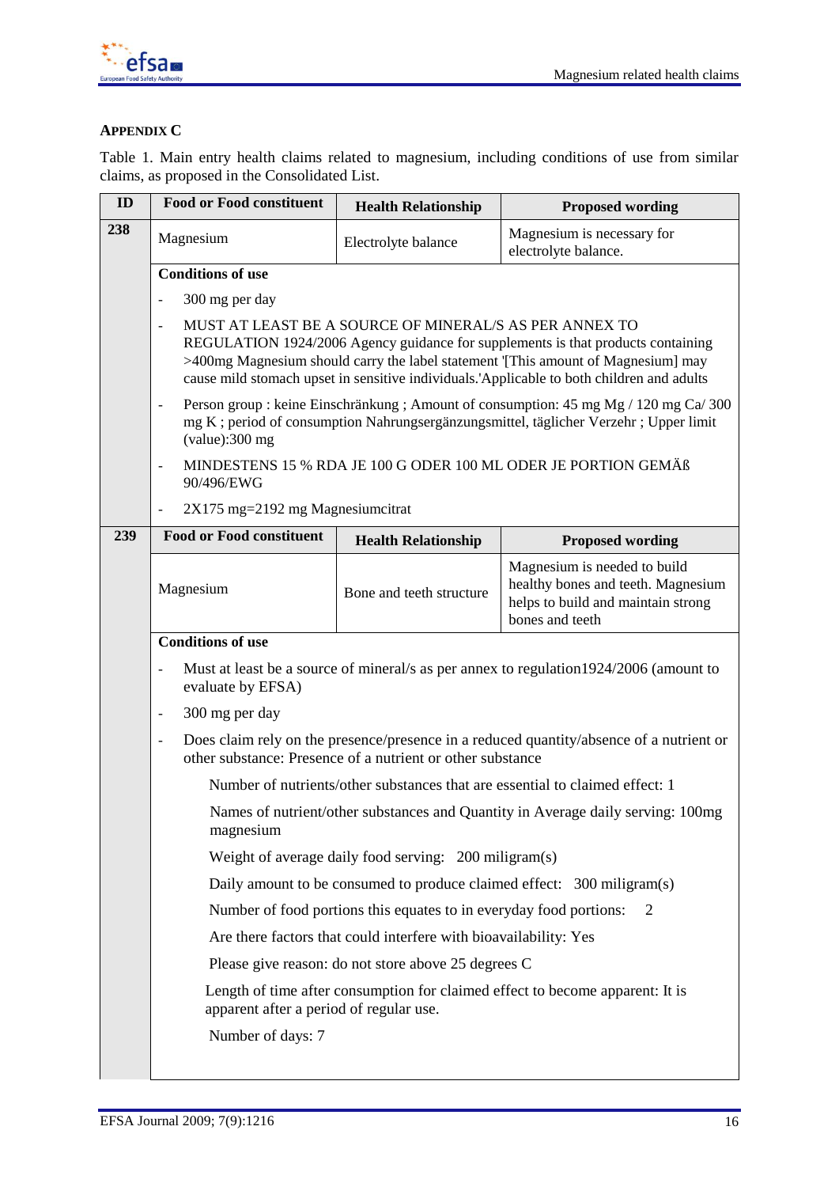## APPENDIX C

Table 1. Main entry health claims related to magnesium, including conditions of use from similar claims, as proposed in the Consolidated List.

| ID | Food or Food constituent | Health Relationship | Proposed wording |
|---|---|---|---|
| **238** | Magnesium | Electrolyte balance | Magnesium is necessary for electrolyte balance. |
| | **Conditions of use**<br>- 300 mg per day<br>- MUST AT LEAST BE A SOURCE OF MINERAL/S AS PER ANNEX TO REGULATION 1924/2006 Agency guidance for supplements is that products containing >400mg Magnesium should carry the label statement '[This amount of Magnesium] may cause mild stomach upset in sensitive individuals.'Applicable to both children and adults<br>- Person group : keine Einschränkung ; Amount of consumption: 45 mg Mg / 120 mg Ca/ 300 mg K ; period of consumption Nahrungsergänzungsmittel, täglicher Verzehr ; Upper limit (value):300 mg<br>- MINDESTENS 15 % RDA JE 100 G ODER 100 ML ODER JE PORTION GEMÄß 90/496/EWG<br>- 2X175 mg=2192 mg Magnesiumcitrat | | |
| **239** | **Food or Food constituent** | **Health Relationship** | **Proposed wording** |
| | Magnesium | Bone and teeth structure | Magnesium is needed to build healthy bones and teeth. Magnesium helps to build and maintain strong bones and teeth |
| | **Conditions of use**<br>- Must at least be a source of mineral/s as per annex to regulation1924/2006 (amount to evaluate by EFSA)<br>- 300 mg per day<br>- Does claim rely on the presence/presence in a reduced quantity/absence of a nutrient or other substance: Presence of a nutrient or other substance<br>Number of nutrients/other substances that are essential to claimed effect: 1<br>Names of nutrient/other substances and Quantity in Average daily serving: 100mg magnesium<br>Weight of average daily food serving: 200 miligram(s)<br>Daily amount to be consumed to produce claimed effect: 300 miligram(s)<br>Number of food portions this equates to in everyday food portions: 2<br>Are there factors that could interfere with bioavailability: Yes<br>Please give reason: do not store above 25 degrees C<br>Length of time after consumption for claimed effect to become apparent: It is apparent after a period of regular use.<br>Number of days: 7 | | |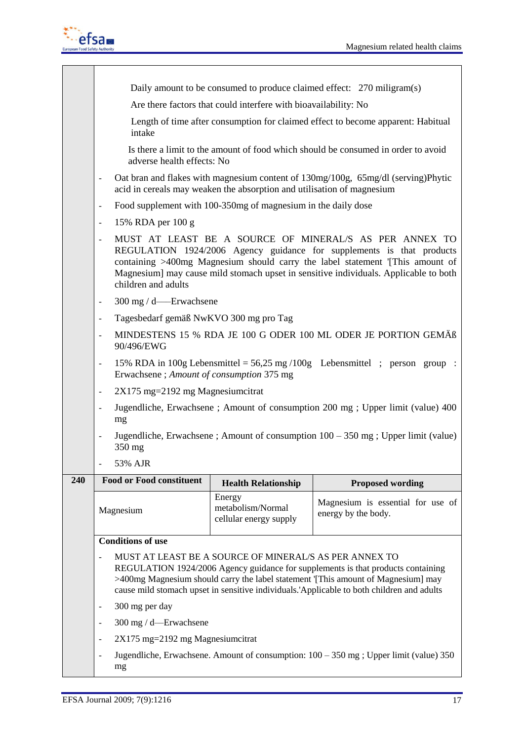Daily amount to be consumed to produce claimed effect: 270 miligram(s)

Are there factors that could interfere with bioavailability: No

Length of time after consumption for claimed effect to become apparent: Habitual intake

Is there a limit to the amount of food which should be consumed in order to avoid adverse health effects: No

- Oat bran and flakes with magnesium content of 130mg/100g, 65mg/dl (serving)Phytic acid in cereals may weaken the absorption and utilisation of magnesium
- Food supplement with 100-350mg of magnesium in the daily dose
- 15% RDA per 100 g
- MUST AT LEAST BE A SOURCE OF MINERAL/S AS PER ANNEX TO REGULATION 1924/2006 Agency guidance for supplements is that products containing >400mg Magnesium should carry the label statement '[This amount of Magnesium] may cause mild stomach upset in sensitive individuals. Applicable to both children and adults
- 300 mg / d—–Erwachsene
- Tagesbedarf gemäß NwKVO 300 mg pro Tag
- MINDESTENS 15 % RDA JE 100 G ODER 100 ML ODER JE PORTION GEMÄß 90/496/EWG
- 15% RDA in 100g Lebensmittel = 56,25 mg /100g Lebensmittel ; person group : Erwachsene ; *Amount of consumption* 375 mg
- 2X175 mg=2192 mg Magnesiumcitrat
- Jugendliche, Erwachsene ; Amount of consumption 200 mg ; Upper limit (value) 400 mg
- Jugendliche, Erwachsene ; Amount of consumption 100 – 350 mg ; Upper limit (value) 350 mg
- 53% AJR

| 240 | Food or Food constituent | Health Relationship | Proposed wording |
|---|---|---|---|
| | Magnesium | Energy metabolism/Normal cellular energy supply | Magnesium is essential for use of energy by the body. |

**Conditions of use**

- MUST AT LEAST BE A SOURCE OF MINERAL/S AS PER ANNEX TO REGULATION 1924/2006 Agency guidance for supplements is that products containing >400mg Magnesium should carry the label statement '[This amount of Magnesium] may cause mild stomach upset in sensitive individuals.'Applicable to both children and adults
- 300 mg per day
- 300 mg / d—Erwachsene
- 2X175 mg=2192 mg Magnesiumcitrat
- Jugendliche, Erwachsene. Amount of consumption: 100 – 350 mg ; Upper limit (value) 350 mg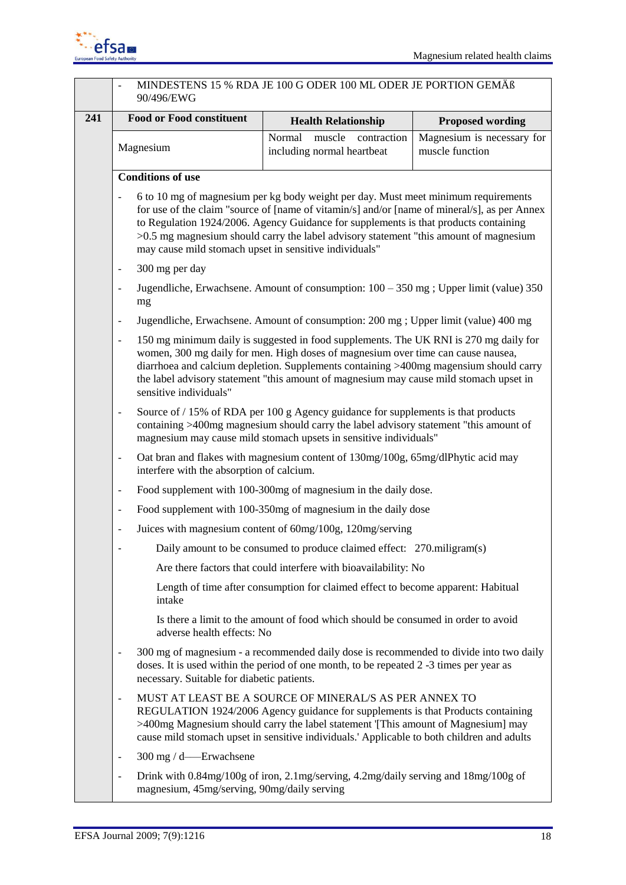| | |
|---|---|
| | - MINDESTENS 15 % RDA JE 100 G ODER 100 ML ODER JE PORTION GEMÄß 90/496/EWG |

| 241 | Food or Food constituent | Health Relationship | Proposed wording |
|---|---|---|---|
| | Magnesium | Normal muscle contraction including normal heartbeat | Magnesium is necessary for muscle function |

**Conditions of use**

- 6 to 10 mg of magnesium per kg body weight per day. Must meet minimum requirements for use of the claim "source of [name of vitamin/s] and/or [name of mineral/s], as per Annex to Regulation 1924/2006. Agency Guidance for supplements is that products containing >0.5 mg magnesium should carry the label advisory statement "this amount of magnesium may cause mild stomach upset in sensitive individuals"
- 300 mg per day
- Jugendliche, Erwachsene. Amount of consumption: 100 – 350 mg ; Upper limit (value) 350 mg
- Jugendliche, Erwachsene. Amount of consumption: 200 mg ; Upper limit (value) 400 mg
- 150 mg minimum daily is suggested in food supplements. The UK RNI is 270 mg daily for women, 300 mg daily for men. High doses of magnesium over time can cause nausea, diarrhoea and calcium depletion. Supplements containing >400mg magensium should carry the label advisory statement "this amount of magnesium may cause mild stomach upset in sensitive individuals"
- Source of / 15% of RDA per 100 g Agency guidance for supplements is that products containing >400mg magnesium should carry the label advisory statement "this amount of magnesium may cause mild stomach upsets in sensitive individuals"
- Oat bran and flakes with magnesium content of 130mg/100g, 65mg/dlPhytic acid may interfere with the absorption of calcium.
- Food supplement with 100-300mg of magnesium in the daily dose.
- Food supplement with 100-350mg of magnesium in the daily dose
- Juices with magnesium content of 60mg/100g, 120mg/serving
- Daily amount to be consumed to produce claimed effect: 270.miligram(s)

  Are there factors that could interfere with bioavailability: No

  Length of time after consumption for claimed effect to become apparent: Habitual intake

  Is there a limit to the amount of food which should be consumed in order to avoid adverse health effects: No
- 300 mg of magnesium - a recommended daily dose is recommended to divide into two daily doses. It is used within the period of one month, to be repeated 2 -3 times per year as necessary. Suitable for diabetic patients.
- MUST AT LEAST BE A SOURCE OF MINERAL/S AS PER ANNEX TO REGULATION 1924/2006 Agency guidance for supplements is that Products containing >400mg Magnesium should carry the label statement '[This amount of Magnesium] may cause mild stomach upset in sensitive individuals.' Applicable to both children and adults
- 300 mg / d—–Erwachsene
- Drink with 0.84mg/100g of iron, 2.1mg/serving, 4.2mg/daily serving and 18mg/100g of magnesium, 45mg/serving, 90mg/daily serving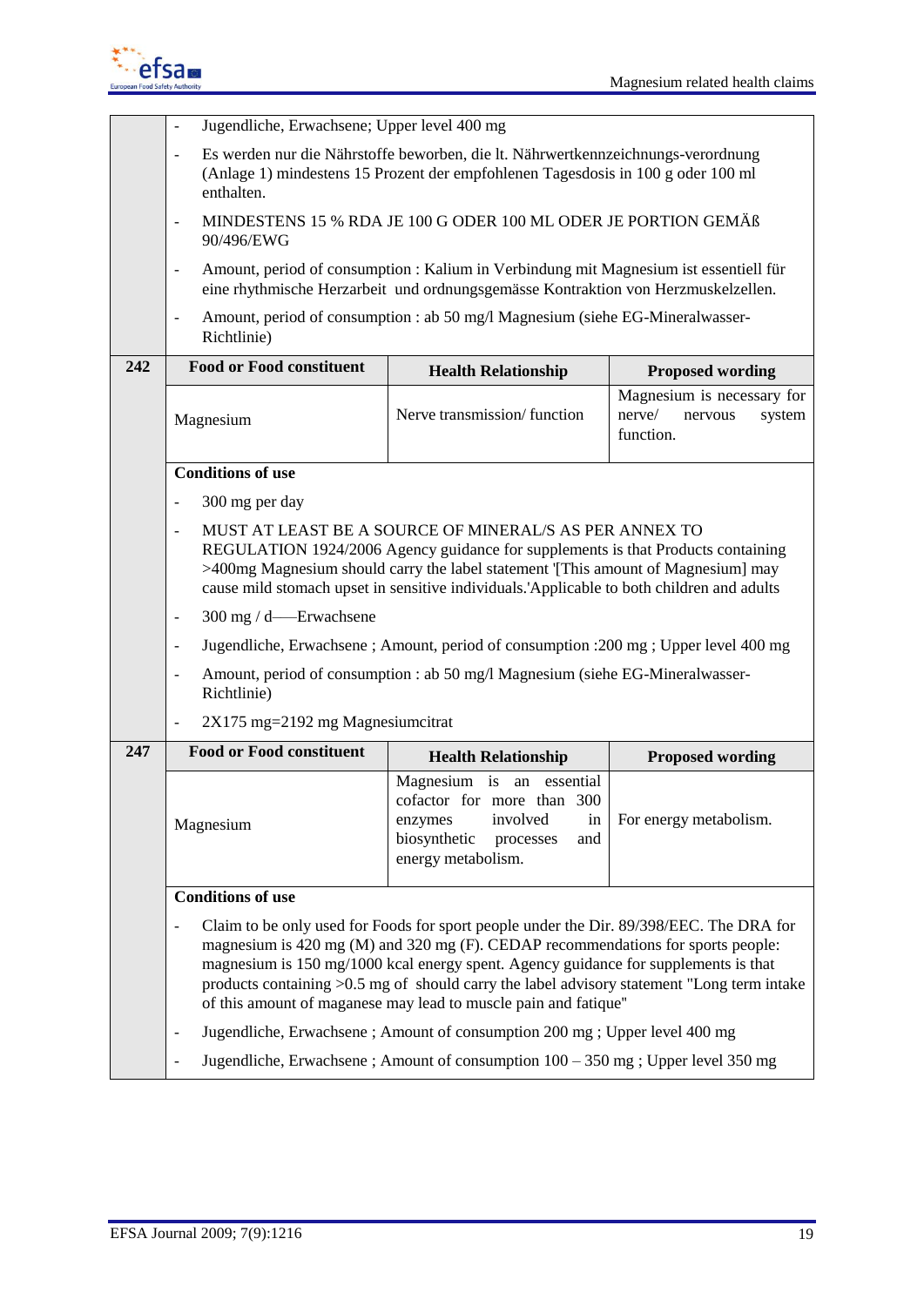| | | | |
|---|---|---|---|
| | - Jugendliche, Erwachsene; Upper level 400 mg<br>- Es werden nur die Nährstoffe beworben, die lt. Nährwertkennzeichnungs-verordnung (Anlage 1) mindestens 15 Prozent der empfohlenen Tagesdosis in 100 g oder 100 ml enthalten.<br>- MINDESTENS 15 % RDA JE 100 G ODER 100 ML ODER JE PORTION GEMÄß 90/496/EWG<br>- Amount, period of consumption : Kalium in Verbindung mit Magnesium ist essentiell für eine rhythmische Herzarbeit und ordnungsgemässe Kontraktion von Herzmuskelzellen.<br>- Amount, period of consumption : ab 50 mg/l Magnesium (siehe EG-Mineralwasser-Richtlinie) | | |
| **242** | **Food or Food constituent** | **Health Relationship** | **Proposed wording** |
| | Magnesium | Nerve transmission/ function | Magnesium is necessary for nerve/ nervous system function. |
| | **Conditions of use**<br>- 300 mg per day<br>- MUST AT LEAST BE A SOURCE OF MINERAL/S AS PER ANNEX TO REGULATION 1924/2006 Agency guidance for supplements is that Products containing >400mg Magnesium should carry the label statement '[This amount of Magnesium] may cause mild stomach upset in sensitive individuals.'Applicable to both children and adults<br>- 300 mg / d—–Erwachsene<br>- Jugendliche, Erwachsene ; Amount, period of consumption :200 mg ; Upper level 400 mg<br>- Amount, period of consumption : ab 50 mg/l Magnesium (siehe EG-Mineralwasser-Richtlinie)<br>- 2X175 mg=2192 mg Magnesiumcitrat | | |
| **247** | **Food or Food constituent** | **Health Relationship** | **Proposed wording** |
| | Magnesium | Magnesium is an essential cofactor for more than 300 enzymes involved in biosynthetic processes and energy metabolism. | For energy metabolism. |
| | **Conditions of use**<br>- Claim to be only used for Foods for sport people under the Dir. 89/398/EEC. The DRA for magnesium is 420 mg (M) and 320 mg (F). CEDAP recommendations for sports people: magnesium is 150 mg/1000 kcal energy spent. Agency guidance for supplements is that products containing >0.5 mg of should carry the label advisory statement "Long term intake of this amount of maganese may lead to muscle pain and fatique"<br>- Jugendliche, Erwachsene ; Amount of consumption 200 mg ; Upper level 400 mg<br>- Jugendliche, Erwachsene ; Amount of consumption 100 – 350 mg ; Upper level 350 mg | | |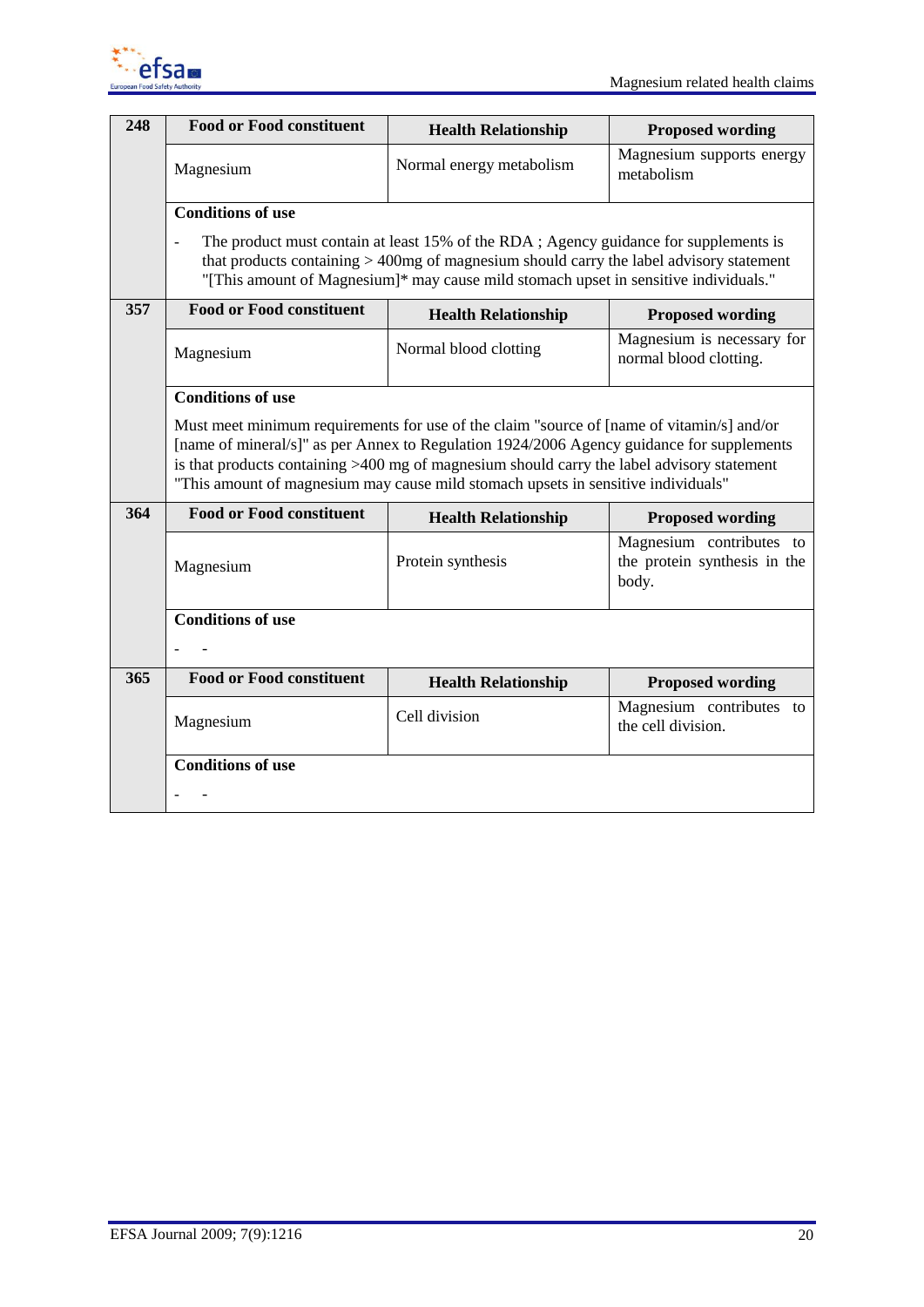| 248 | Food or Food constituent | Health Relationship | Proposed wording |
|---|---|---|---|
| | Magnesium | Normal energy metabolism | Magnesium supports energy metabolism |
| | **Conditions of use** | | |
| | - The product must contain at least 15% of the RDA ; Agency guidance for supplements is that products containing > 400mg of magnesium should carry the label advisory statement "[This amount of Magnesium]* may cause mild stomach upset in sensitive individuals." | | |

| 357 | Food or Food constituent | Health Relationship | Proposed wording |
|---|---|---|---|
| | Magnesium | Normal blood clotting | Magnesium is necessary for normal blood clotting. |
| | **Conditions of use** | | |
| | Must meet minimum requirements for use of the claim "source of [name of vitamin/s] and/or [name of mineral/s]" as per Annex to Regulation 1924/2006 Agency guidance for supplements is that products containing >400 mg of magnesium should carry the label advisory statement "This amount of magnesium may cause mild stomach upsets in sensitive individuals" | | |

| 364 | Food or Food constituent | Health Relationship | Proposed wording |
|---|---|---|---|
| | Magnesium | Protein synthesis | Magnesium contributes to the protein synthesis in the body. |
| | **Conditions of use** | | |
| | - - | | |

| 365 | Food or Food constituent | Health Relationship | Proposed wording |
|---|---|---|---|
| | Magnesium | Cell division | Magnesium contributes to the cell division. |
| | **Conditions of use** | | |
| | - - | | |